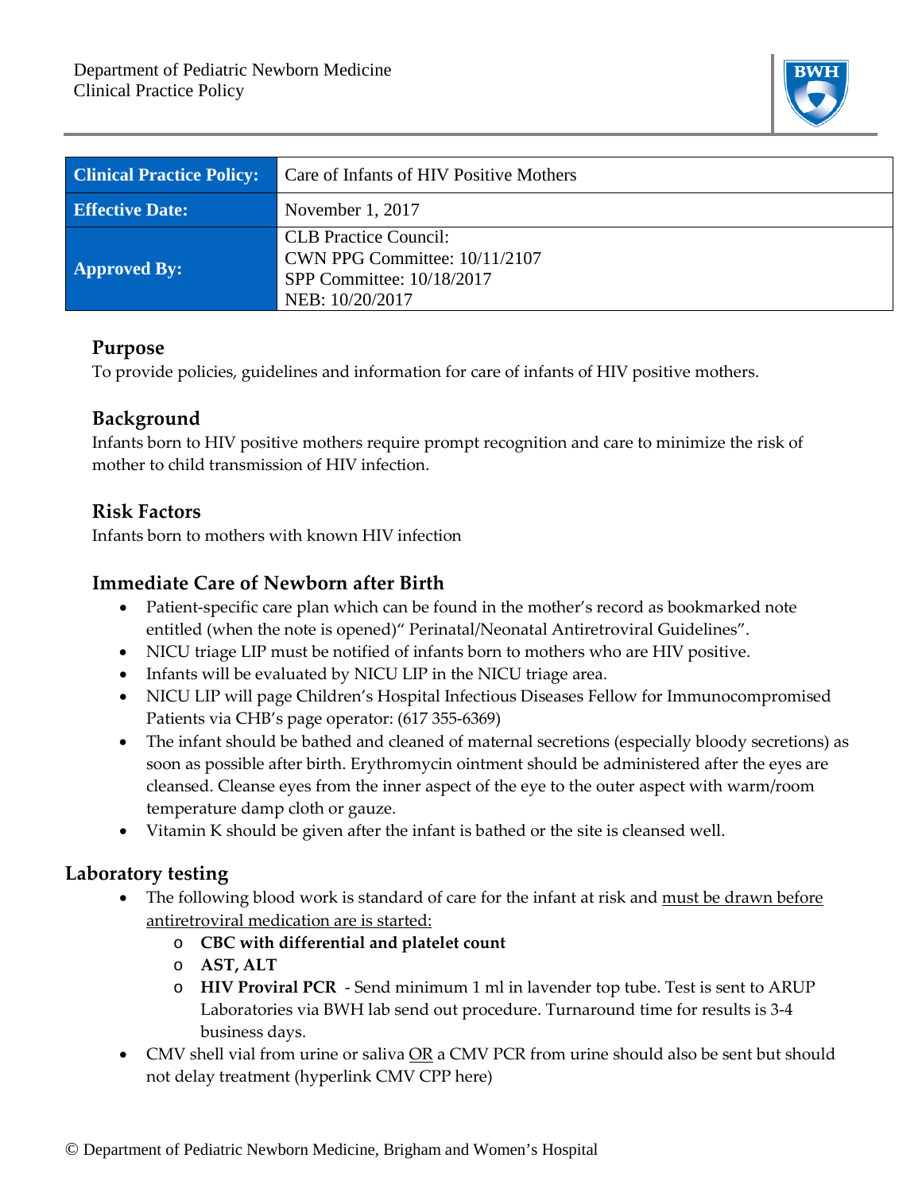Department of Pediatric Newborn Medicine
Clinical Practice Policy

| Clinical Practice Policy: | Care of Infants of HIV Positive Mothers |
|---|---|
| Effective Date: | November 1, 2017 |
| Approved By: | CLB Practice Council:<br>CWN PPG Committee: 10/11/2107<br>SPP Committee: 10/18/2017<br>NEB: 10/20/2017 |

## Purpose

To provide policies, guidelines and information for care of infants of HIV positive mothers.

## Background

Infants born to HIV positive mothers require prompt recognition and care to minimize the risk of mother to child transmission of HIV infection.

## Risk Factors

Infants born to mothers with known HIV infection

## Immediate Care of Newborn after Birth

- Patient-specific care plan which can be found in the mother's record as bookmarked note entitled (when the note is opened)" Perinatal/Neonatal Antiretroviral Guidelines".
- NICU triage LIP must be notified of infants born to mothers who are HIV positive.
- Infants will be evaluated by NICU LIP in the NICU triage area.
- NICU LIP will page Children's Hospital Infectious Diseases Fellow for Immunocompromised Patients via CHB's page operator: (617 355-6369)
- The infant should be bathed and cleaned of maternal secretions (especially bloody secretions) as soon as possible after birth. Erythromycin ointment should be administered after the eyes are cleansed. Cleanse eyes from the inner aspect of the eye to the outer aspect with warm/room temperature damp cloth or gauze.
- Vitamin K should be given after the infant is bathed or the site is cleansed well.

## Laboratory testing

- The following blood work is standard of care for the infant at risk and <u>must be drawn before antiretroviral medication are is started:</u>
  - **CBC with differential and platelet count**
  - **AST, ALT**
  - **HIV Proviral PCR** - Send minimum 1 ml in lavender top tube. Test is sent to ARUP Laboratories via BWH lab send out procedure. Turnaround time for results is 3-4 business days.
- CMV shell vial from urine or saliva <u>OR</u> a CMV PCR from urine should also be sent but should not delay treatment (hyperlink CMV CPP here)

© Department of Pediatric Newborn Medicine, Brigham and Women's Hospital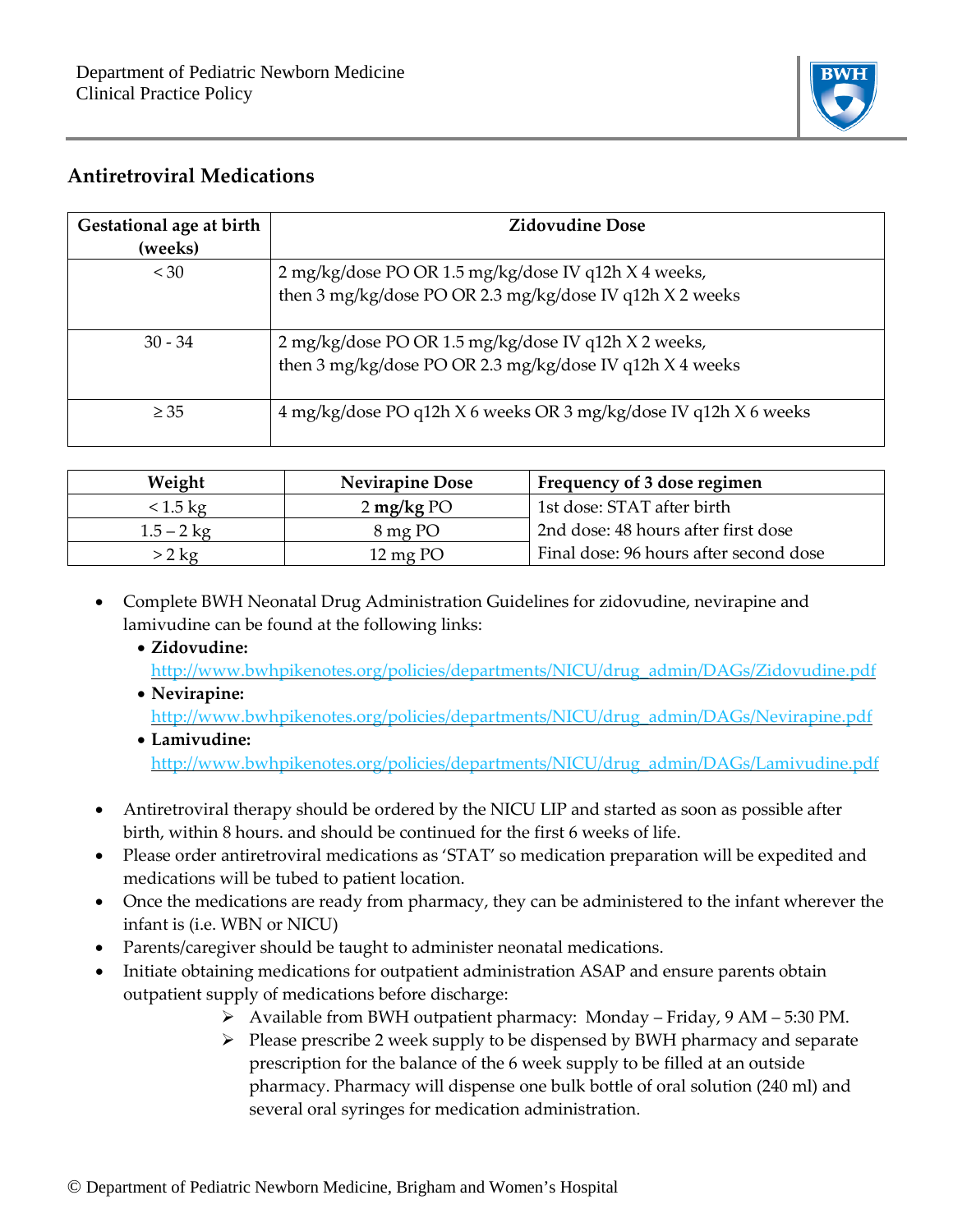## Antiretroviral Medications

| Gestational age at birth (weeks) | Zidovudine Dose |
|---|---|
| < 30 | 2 mg/kg/dose PO OR 1.5 mg/kg/dose IV q12h X 4 weeks, then 3 mg/kg/dose PO OR 2.3 mg/kg/dose IV q12h X 2 weeks |
| 30 - 34 | 2 mg/kg/dose PO OR 1.5 mg/kg/dose IV q12h X 2 weeks, then 3 mg/kg/dose PO OR 2.3 mg/kg/dose IV q12h X 4 weeks |
| ≥ 35 | 4 mg/kg/dose PO q12h X 6 weeks OR 3 mg/kg/dose IV q12h X 6 weeks |

| Weight | Nevirapine Dose | Frequency of 3 dose regimen |
|---|---|---|
| < 1.5 kg | 2 **mg/kg** PO | 1st dose: STAT after birth |
| 1.5 – 2 kg | 8 mg PO | 2nd dose: 48 hours after first dose |
| > 2 kg | 12 mg PO | Final dose: 96 hours after second dose |

- Complete BWH Neonatal Drug Administration Guidelines for zidovudine, nevirapine and lamivudine can be found at the following links:
  - **Zidovudine:** http://www.bwhpikenotes.org/policies/departments/NICU/drug_admin/DAGs/Zidovudine.pdf
  - **Nevirapine:** http://www.bwhpikenotes.org/policies/departments/NICU/drug_admin/DAGs/Nevirapine.pdf
  - **Lamivudine:** http://www.bwhpikenotes.org/policies/departments/NICU/drug_admin/DAGs/Lamivudine.pdf

- Antiretroviral therapy should be ordered by the NICU LIP and started as soon as possible after birth, within 8 hours. and should be continued for the first 6 weeks of life.
- Please order antiretroviral medications as 'STAT' so medication preparation will be expedited and medications will be tubed to patient location.
- Once the medications are ready from pharmacy, they can be administered to the infant wherever the infant is (i.e. WBN or NICU)
- Parents/caregiver should be taught to administer neonatal medications.
- Initiate obtaining medications for outpatient administration ASAP and ensure parents obtain outpatient supply of medications before discharge:
  - Available from BWH outpatient pharmacy: Monday – Friday, 9 AM – 5:30 PM.
  - Please prescribe 2 week supply to be dispensed by BWH pharmacy and separate prescription for the balance of the 6 week supply to be filled at an outside pharmacy. Pharmacy will dispense one bulk bottle of oral solution (240 ml) and several oral syringes for medication administration.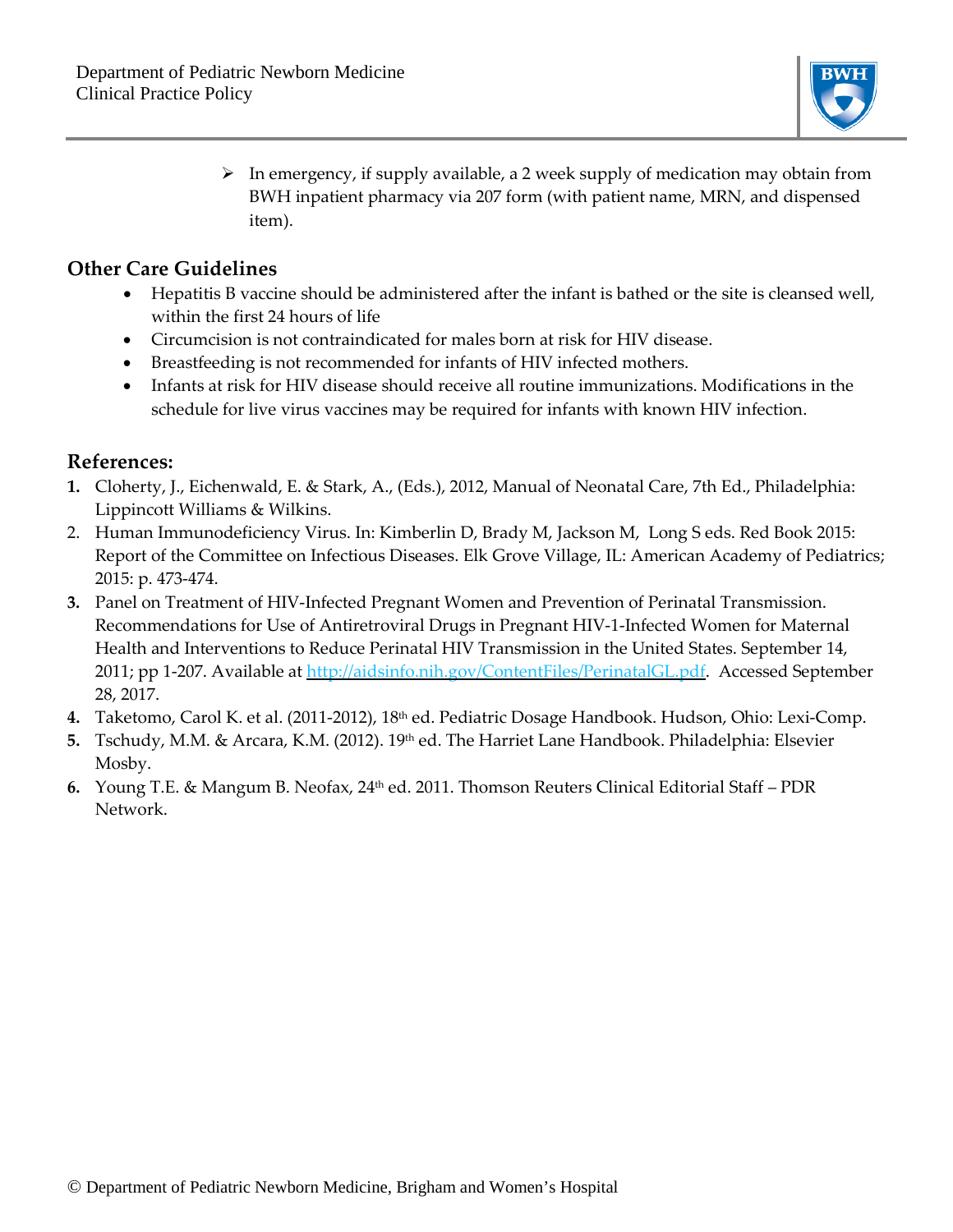- In emergency, if supply available, a 2 week supply of medication may obtain from BWH inpatient pharmacy via 207 form (with patient name, MRN, and dispensed item).

## Other Care Guidelines

- Hepatitis B vaccine should be administered after the infant is bathed or the site is cleansed well, within the first 24 hours of life
- Circumcision is not contraindicated for males born at risk for HIV disease.
- Breastfeeding is not recommended for infants of HIV infected mothers.
- Infants at risk for HIV disease should receive all routine immunizations. Modifications in the schedule for live virus vaccines may be required for infants with known HIV infection.

## References:

1. Cloherty, J., Eichenwald, E. & Stark, A., (Eds.), 2012, Manual of Neonatal Care, 7th Ed., Philadelphia: Lippincott Williams & Wilkins.
2. Human Immunodeficiency Virus. In: Kimberlin D, Brady M, Jackson M, Long S eds. Red Book 2015: Report of the Committee on Infectious Diseases. Elk Grove Village, IL: American Academy of Pediatrics; 2015: p. 473-474.
3. Panel on Treatment of HIV-Infected Pregnant Women and Prevention of Perinatal Transmission. Recommendations for Use of Antiretroviral Drugs in Pregnant HIV-1-Infected Women for Maternal Health and Interventions to Reduce Perinatal HIV Transmission in the United States. September 14, 2011; pp 1-207. Available at http://aidsinfo.nih.gov/ContentFiles/PerinatalGL.pdf. Accessed September 28, 2017.
4. Taketomo, Carol K. et al. (2011-2012), 18th ed. Pediatric Dosage Handbook. Hudson, Ohio: Lexi-Comp.
5. Tschudy, M.M. & Arcara, K.M. (2012). 19th ed. The Harriet Lane Handbook. Philadelphia: Elsevier Mosby.
6. Young T.E. & Mangum B. Neofax, 24th ed. 2011. Thomson Reuters Clinical Editorial Staff – PDR Network.